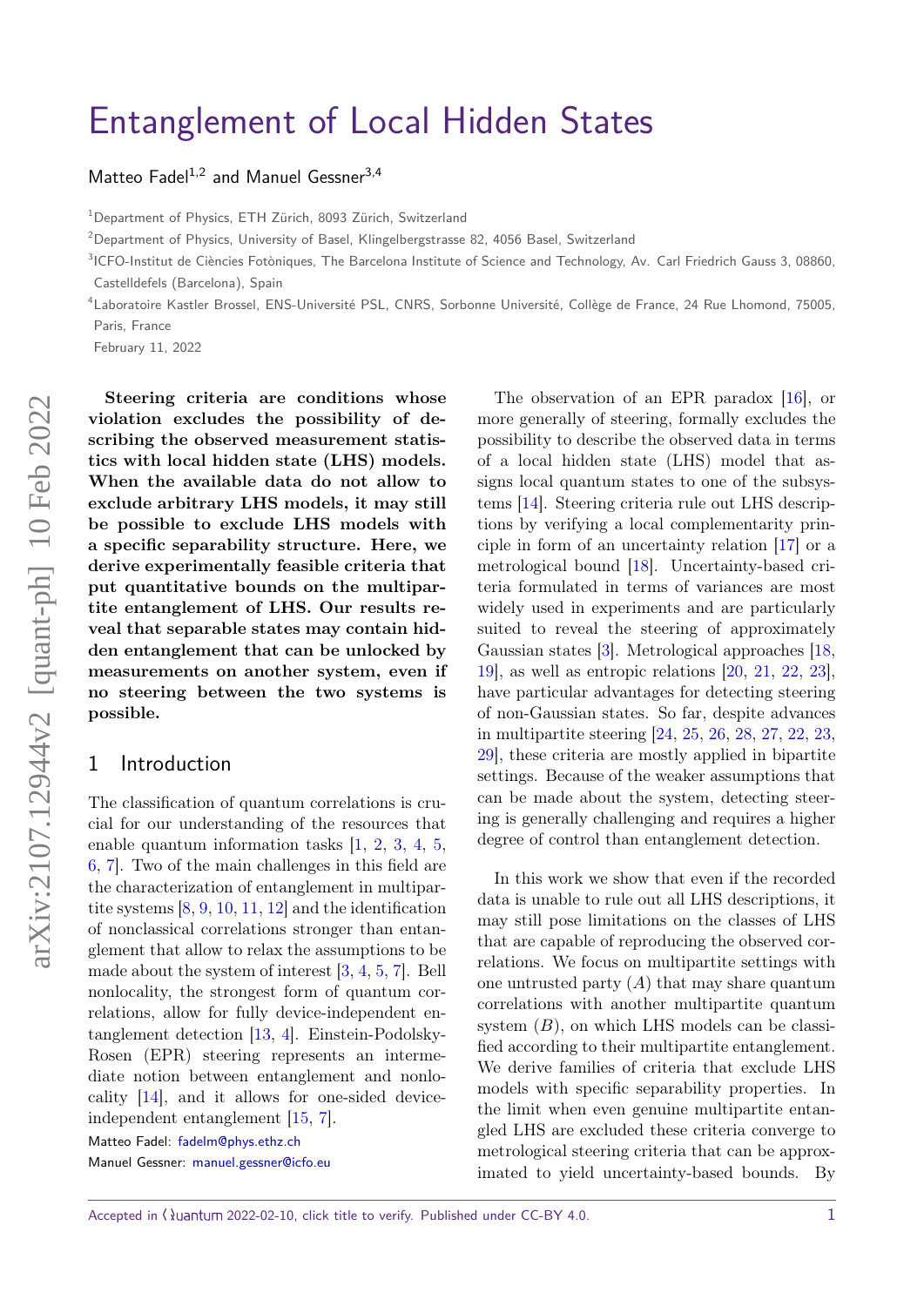// Entanglement of Local Hidden States

Matteo Fadel[1,2] and Manuel Gessner[3,4]

[1]Department of Physics, ETH Zürich, 8093 Zürich, Switzerland

[2]Department of Physics, University of Basel, Klingelbergstrasse 82, 4056 Basel, Switzerland

[3]ICFO-Institut de Ciències Fotòniques, The Barcelona Institute of Science and Technology, Av. Carl Friedrich Gauss 3, 08860, Castelldefels (Barcelona), Spain

[4]Laboratoire Kastler Brossel, ENS-Université PSL, CNRS, Sorbonne Université, Collège de France, 24 Rue Lhomond, 75005, Paris, France

February 11, 2022

**Steering criteria are conditions whose violation excludes the possibility of describing the observed measurement statistics with local hidden state (LHS) models. When the available data do not allow to exclude arbitrary LHS models, it may still be possible to exclude LHS models with a specific separability structure. Here, we derive experimentally feasible criteria that put quantitative bounds on the multipartite entanglement of LHS. Our results reveal that separable states may contain hidden entanglement that can be unlocked by measurements on another system, even if no steering between the two systems is possible.**

## 1 Introduction

The classification of quantum correlations is crucial for our understanding of the resources that enable quantum information tasks [1, 2, 3, 4, 5, 6, 7]. Two of the main challenges in this field are the characterization of entanglement in multipartite systems [8, 9, 10, 11, 12] and the identification of nonclassical correlations stronger than entanglement that allow to relax the assumptions to be made about the system of interest [3, 4, 5, 7]. Bell nonlocality, the strongest form of quantum correlations, allow for fully device-independent entanglement detection [13, 4]. Einstein-Podolsky-Rosen (EPR) steering represents an intermediate notion between entanglement and nonlocality [14], and it allows for one-sided device-independent entanglement [15, 7].

The observation of an EPR paradox [16], or more generally of steering, formally excludes the possibility to describe the observed data in terms of a local hidden state (LHS) model that assigns local quantum states to one of the subsystems [14]. Steering criteria rule out LHS descriptions by verifying a local complementarity principle in form of an uncertainty relation [17] or a metrological bound [18]. Uncertainty-based criteria formulated in terms of variances are most widely used in experiments and are particularly suited to reveal the steering of approximately Gaussian states [3]. Metrological approaches [18, 19], as well as entropic relations [20, 21, 22, 23], have particular advantages for detecting steering of non-Gaussian states. So far, despite advances in multipartite steering [24, 25, 26, 28, 27, 22, 23, 29], these criteria are mostly applied in bipartite settings. Because of the weaker assumptions that can be made about the system, detecting steering is generally challenging and requires a higher degree of control than entanglement detection.

In this work we show that even if the recorded data is unable to rule out all LHS descriptions, it may still pose limitations on the classes of LHS that are capable of reproducing the observed correlations. We focus on multipartite settings with one untrusted party ($A$) that may share quantum correlations with another multipartite quantum system ($B$), on which LHS models can be classified according to their multipartite entanglement. We derive families of criteria that exclude LHS models with specific separability properties. In the limit when even genuine multipartite entangled LHS are excluded these criteria converge to metrological steering criteria that can be approximated to yield uncertainty-based bounds. By

Matteo Fadel: fadelm@phys.ethz.ch
Manuel Gessner: manuel.gessner@icfo.eu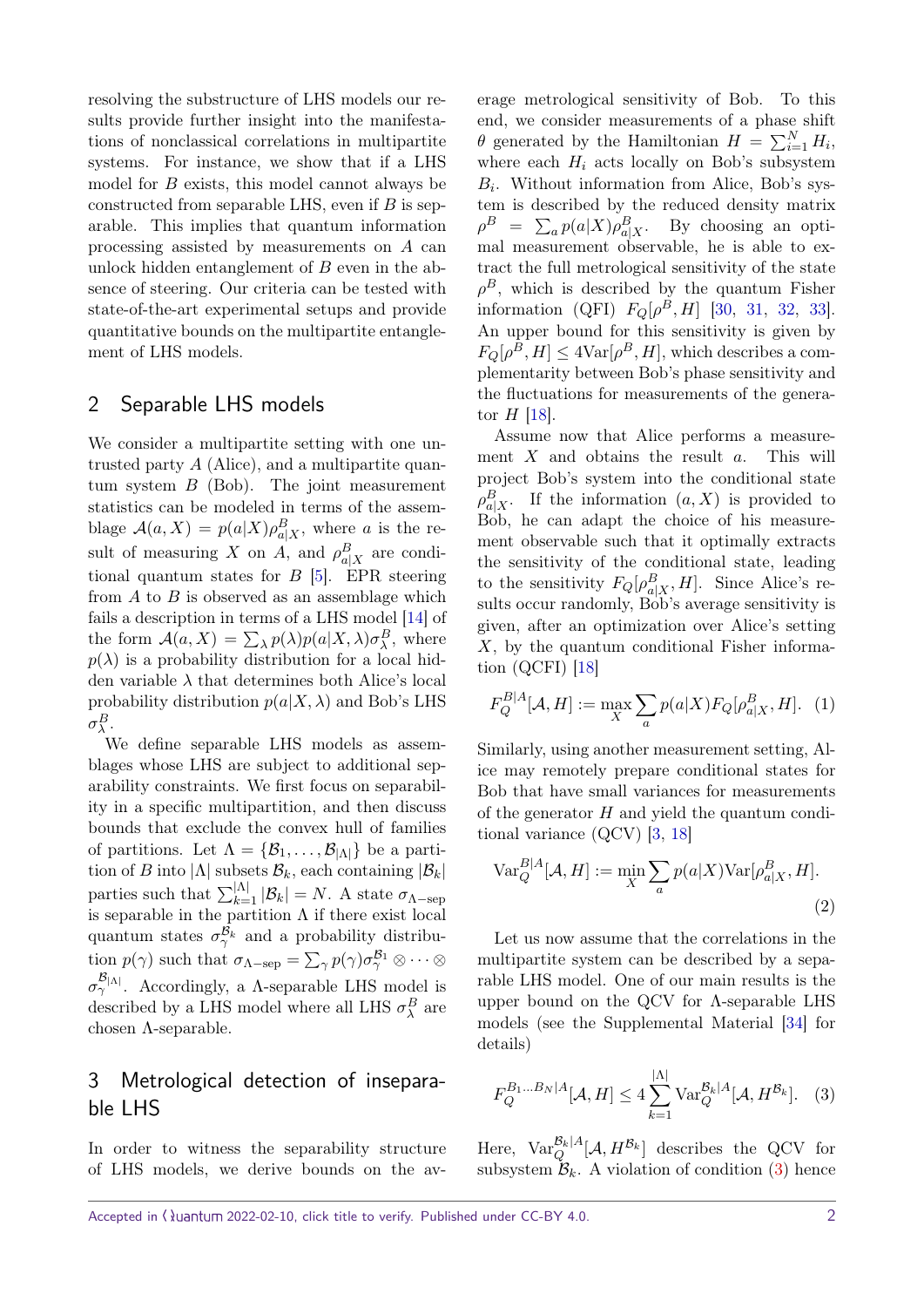resolving the substructure of LHS models our results provide further insight into the manifestations of nonclassical correlations in multipartite systems. For instance, we show that if a LHS model for $B$ exists, this model cannot always be constructed from separable LHS, even if $B$ is separable. This implies that quantum information processing assisted by measurements on $A$ can unlock hidden entanglement of $B$ even in the absence of steering. Our criteria can be tested with state-of-the-art experimental setups and provide quantitative bounds on the multipartite entanglement of LHS models.

## 2 Separable LHS models

We consider a multipartite setting with one untrusted party $A$ (Alice), and a multipartite quantum system $B$ (Bob). The joint measurement statistics can be modeled in terms of the assemblage $\mathcal{A}(a, X) = p(a|X)\rho^B_{a|X}$, where $a$ is the result of measuring $X$ on $A$, and $\rho^B_{a|X}$ are conditional quantum states for $B$ [5]. EPR steering from $A$ to $B$ is observed as an assemblage which fails a description in terms of a LHS model [14] of the form $\mathcal{A}(a, X) = \sum_\lambda p(\lambda)p(a|X, \lambda)\sigma^B_\lambda$, where $p(\lambda)$ is a probability distribution for a local hidden variable $\lambda$ that determines both Alice's local probability distribution $p(a|X, \lambda)$ and Bob's LHS $\sigma^B_\lambda$.

We define separable LHS models as assemblages whose LHS are subject to additional separability constraints. We first focus on separability in a specific multipartition, and then discuss bounds that exclude the convex hull of families of partitions. Let $\Lambda = \{\mathcal{B}_1, \dots, \mathcal{B}_{|\Lambda|}\}$ be a partition of $B$ into $|\Lambda|$ subsets $\mathcal{B}_k$, each containing $|\mathcal{B}_k|$ parties such that $\sum_{k=1}^{|\Lambda|} |\mathcal{B}_k| = N$. A state $\sigma_{\Lambda-\text{sep}}$ is separable in the partition $\Lambda$ if there exist local quantum states $\sigma^{\mathcal{B}_k}_\gamma$ and a probability distribution $p(\gamma)$ such that $\sigma_{\Lambda-\text{sep}} = \sum_\gamma p(\gamma)\sigma^{\mathcal{B}_1}_\gamma \otimes \cdots \otimes \sigma^{\mathcal{B}_{|\Lambda|}}_\gamma$. Accordingly, a $\Lambda$-separable LHS model is described by a LHS model where all LHS $\sigma^B_\lambda$ are chosen $\Lambda$-separable.

## 3 Metrological detection of inseparable LHS

In order to witness the separability structure of LHS models, we derive bounds on the average metrological sensitivity of Bob. To this end, we consider measurements of a phase shift $\theta$ generated by the Hamiltonian $H = \sum_{i=1}^N H_i$, where each $H_i$ acts locally on Bob's subsystem $B_i$. Without information from Alice, Bob's system is described by the reduced density matrix $\rho^B = \sum_a p(a|X)\rho^B_{a|X}$. By choosing an optimal measurement observable, he is able to extract the full metrological sensitivity of the state $\rho^B$, which is described by the quantum Fisher information (QFI) $F_Q[\rho^B, H]$ [30, 31, 32, 33]. An upper bound for this sensitivity is given by $F_Q[\rho^B, H] \leq 4\text{Var}[\rho^B, H]$, which describes a complementarity between Bob's phase sensitivity and the fluctuations for measurements of the generator $H$ [18].

Assume now that Alice performs a measurement $X$ and obtains the result $a$. This will project Bob's system into the conditional state $\rho^B_{a|X}$. If the information $(a, X)$ is provided to Bob, he can adapt the choice of his measurement observable such that it optimally extracts the sensitivity of the conditional state, leading to the sensitivity $F_Q[\rho^B_{a|X}, H]$. Since Alice's results occur randomly, Bob's average sensitivity is given, after an optimization over Alice's setting $X$, by the quantum conditional Fisher information (QCFI) [18]

$$F_Q^{B|A}[\mathcal{A}, H] := \max_X \sum_a p(a|X) F_Q[\rho^B_{a|X}, H]. \quad (1)$$

Similarly, using another measurement setting, Alice may remotely prepare conditional states for Bob that have small variances for measurements of the generator $H$ and yield the quantum conditional variance (QCV) [3, 18]

$$\text{Var}_Q^{B|A}[\mathcal{A}, H] := \min_X \sum_a p(a|X)\text{Var}[\rho^B_{a|X}, H]. \quad (2)$$

Let us now assume that the correlations in the multipartite system can be described by a separable LHS model. One of our main results is the upper bound on the QCV for $\Lambda$-separable LHS models (see the Supplemental Material [34] for details)

$$F_Q^{B_1 \dots B_N|A}[\mathcal{A}, H] \leq 4 \sum_{k=1}^{|\Lambda|} \text{Var}_Q^{\mathcal{B}_k|A}[\mathcal{A}, H^{\mathcal{B}_k}]. \quad (3)$$

Here, $\text{Var}_Q^{\mathcal{B}_k|A}[\mathcal{A}, H^{\mathcal{B}_k}]$ describes the QCV for subsystem $\mathcal{B}_k$. A violation of condition (3) hence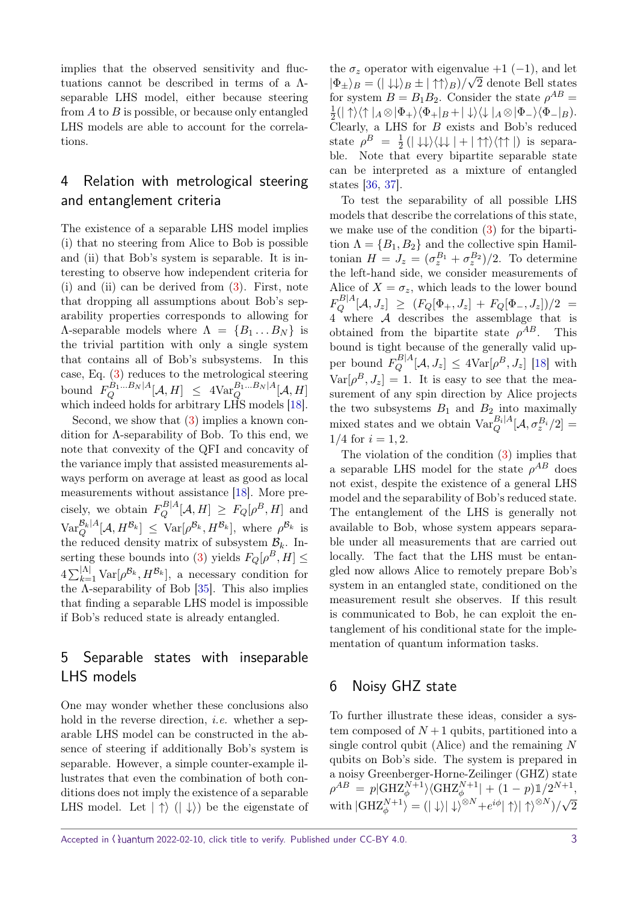implies that the observed sensitivity and fluctuations cannot be described in terms of a $\Lambda$-separable LHS model, either because steering from $A$ to $B$ is possible, or because only entangled LHS models are able to account for the correlations.

## 4 Relation with metrological steering and entanglement criteria

The existence of a separable LHS model implies (i) that no steering from Alice to Bob is possible and (ii) that Bob's system is separable. It is interesting to observe how independent criteria for (i) and (ii) can be derived from (3). First, note that dropping all assumptions about Bob's separability properties corresponds to allowing for $\Lambda$-separable models where $\Lambda = \{B_1 \dots B_N\}$ is the trivial partition with only a single system that contains all of Bob's subsystems. In this case, Eq. (3) reduces to the metrological steering bound $F_Q^{B_1\dots B_N|A}[\mathcal{A}, H] \leq 4\mathrm{Var}_Q^{B_1\dots B_N|A}[\mathcal{A}, H]$ which indeed holds for arbitrary LHS models [18].

Second, we show that (3) implies a known condition for $\Lambda$-separability of Bob. To this end, we note that convexity of the QFI and concavity of the variance imply that assisted measurements always perform on average at least as good as local measurements without assistance [18]. More precisely, we obtain $F_Q^{B|A}[\mathcal{A}, H] \geq F_Q[\rho^B, H]$ and $\mathrm{Var}_Q^{\mathcal{B}_k|A}[\mathcal{A}, H^{\mathcal{B}_k}] \leq \mathrm{Var}[\rho^{\mathcal{B}_k}, H^{\mathcal{B}_k}]$, where $\rho^{\mathcal{B}_k}$ is the reduced density matrix of subsystem $\mathcal{B}_k$. Inserting these bounds into (3) yields $F_Q[\rho^B, H] \leq 4\sum_{k=1}^{|\Lambda|} \mathrm{Var}[\rho^{\mathcal{B}_k}, H^{\mathcal{B}_k}]$, a necessary condition for the $\Lambda$-separability of Bob [35]. This also implies that finding a separable LHS model is impossible if Bob's reduced state is already entangled.

## 5 Separable states with inseparable LHS models

One may wonder whether these conclusions also hold in the reverse direction, *i.e.* whether a separable LHS model can be constructed in the absence of steering if additionally Bob's system is separable. However, a simple counter-example illustrates that even the combination of both conditions does not imply the existence of a separable LHS model. Let $|\uparrow\rangle$ ($|\downarrow\rangle$) be the eigenstate of the $\sigma_z$ operator with eigenvalue $+1$ ($-1$), and let $|\Phi_\pm\rangle_B = (|\downarrow\downarrow\rangle_B \pm |\uparrow\uparrow\rangle_B)/\sqrt{2}$ denote Bell states for system $B = B_1B_2$. Consider the state $\rho^{AB} = \frac{1}{2}(|\uparrow\rangle\langle\uparrow|_A \otimes |\Phi_+\rangle\langle\Phi_+|_B + |\downarrow\rangle\langle\downarrow|_A \otimes |\Phi_-\rangle\langle\Phi_-|_B)$. Clearly, a LHS for $B$ exists and Bob's reduced state $\rho^B = \frac{1}{2}(|\downarrow\downarrow\rangle\langle\downarrow\downarrow| + |\uparrow\uparrow\rangle\langle\uparrow\uparrow|)$ is separable. Note that every bipartite separable state can be interpreted as a mixture of entangled states [36, 37].

To test the separability of all possible LHS models that describe the correlations of this state, we make use of the condition (3) for the bipartition $\Lambda = \{B_1, B_2\}$ and the collective spin Hamiltonian $H = J_z = (\sigma_z^{B_1} + \sigma_z^{B_2})/2$. To determine the left-hand side, we consider measurements of Alice of $X = \sigma_z$, which leads to the lower bound $F_Q^{B|A}[\mathcal{A}, J_z] \geq (F_Q[\Phi_+, J_z] + F_Q[\Phi_-, J_z])/2 = 4$ where $\mathcal{A}$ describes the assemblage that is obtained from the bipartite state $\rho^{AB}$. This bound is tight because of the generally valid upper bound $F_Q^{B|A}[\mathcal{A}, J_z] \leq 4\mathrm{Var}[\rho^B, J_z]$ [18] with $\mathrm{Var}[\rho^B, J_z] = 1$. It is easy to see that the measurement of any spin direction by Alice projects the two subsystems $B_1$ and $B_2$ into maximally mixed states and we obtain $\mathrm{Var}_Q^{B_i|A}[\mathcal{A}, \sigma_z^{B_i}/2] = 1/4$ for $i = 1, 2$.

The violation of the condition (3) implies that a separable LHS model for the state $\rho^{AB}$ does not exist, despite the existence of a general LHS model and the separability of Bob's reduced state. The entanglement of the LHS is generally not available to Bob, whose system appears separable under all measurements that are carried out locally. The fact that the LHS must be entangled now allows Alice to remotely prepare Bob's system in an entangled state, conditioned on the measurement result she observes. If this result is communicated to Bob, he can exploit the entanglement of his conditional state for the implementation of quantum information tasks.

## 6 Noisy GHZ state

To further illustrate these ideas, consider a system composed of $N+1$ qubits, partitioned into a single control qubit (Alice) and the remaining $N$ qubits on Bob's side. The system is prepared in a noisy Greenberger-Horne-Zeilinger (GHZ) state $\rho^{AB} = p|\mathrm{GHZ}_\phi^{N+1}\rangle\langle\mathrm{GHZ}_\phi^{N+1}| + (1-p)\mathbb{1}/2^{N+1}$, with $|\mathrm{GHZ}_\phi^{N+1}\rangle = (|\downarrow\rangle|\downarrow\rangle^{\otimes N} + e^{i\phi}|\uparrow\rangle|\uparrow\rangle^{\otimes N})/\sqrt{2}$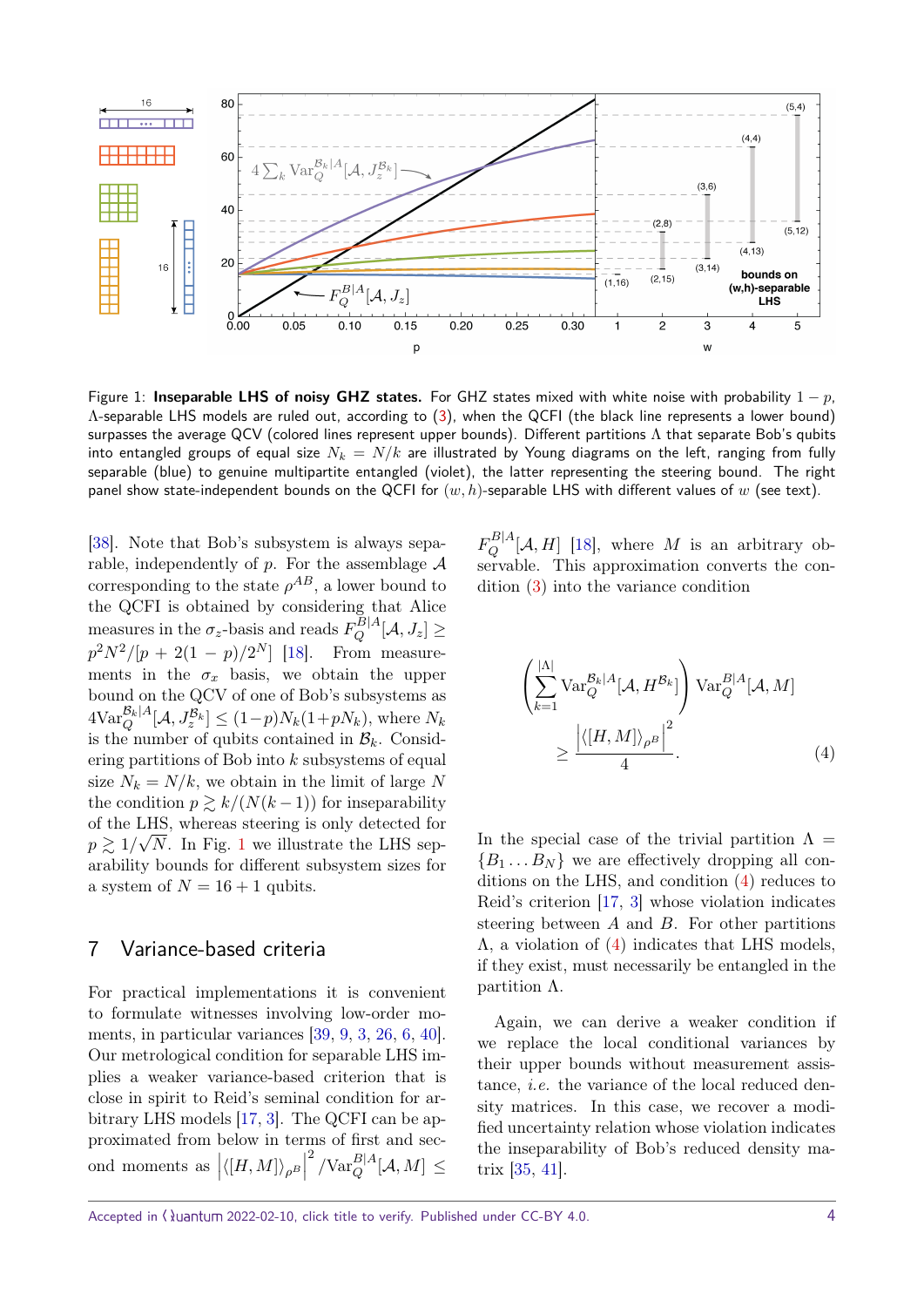Figure 1: **Inseparable LHS of noisy GHZ states.** For GHZ states mixed with white noise with probability $1-p$, $\Lambda$-separable LHS models are ruled out, according to (3), when the QCFI (the black line represents a lower bound) surpasses the average QCV (colored lines represent upper bounds). Different partitions $\Lambda$ that separate Bob's qubits into entangled groups of equal size $N_k = N/k$ are illustrated by Young diagrams on the left, ranging from fully separable (blue) to genuine multipartite entangled (violet), the latter representing the steering bound. The right panel show state-independent bounds on the QCFI for $(w,h)$-separable LHS with different values of $w$ (see text).

[38]. Note that Bob's subsystem is always separable, independently of $p$. For the assemblage $\mathcal{A}$ corresponding to the state $\rho^{AB}$, a lower bound to the QCFI is obtained by considering that Alice measures in the $\sigma_z$-basis and reads $F_Q^{B|A}[\mathcal{A}, J_z] \geq p^2N^2/[p + 2(1-p)/2^N]$ [18]. From measurements in the $\sigma_x$ basis, we obtain the upper bound on the QCV of one of Bob's subsystems as $4\mathrm{Var}_Q^{\mathcal{B}_k|A}[\mathcal{A}, J_z^{\mathcal{B}_k}] \leq (1-p)N_k(1+pN_k)$, where $N_k$ is the number of qubits contained in $\mathcal{B}_k$. Considering partitions of Bob into $k$ subsystems of equal size $N_k = N/k$, we obtain in the limit of large $N$ the condition $p \gtrsim k/(N(k-1))$ for inseparability of the LHS, whereas steering is only detected for $p \gtrsim 1/\sqrt{N}$. In Fig. 1 we illustrate the LHS separability bounds for different subsystem sizes for a system of $N = 16+1$ qubits.

## 7 Variance-based criteria

For practical implementations it is convenient to formulate witnesses involving low-order moments, in particular variances [39, 9, 3, 26, 6, 40]. Our metrological condition for separable LHS implies a weaker variance-based criterion that is close in spirit to Reid's seminal condition for arbitrary LHS models [17, 3]. The QCFI can be approximated from below in terms of first and second moments as $\left|\langle [H,M] \rangle_{\rho^B}\right|^2 / \mathrm{Var}_Q^{B|A}[\mathcal{A}, M] \leq F_Q^{B|A}[\mathcal{A}, H]$ [18], where $M$ is an arbitrary observable. This approximation converts the condition (3) into the variance condition

$$\left(\sum_{k=1}^{|\Lambda|} \mathrm{Var}_Q^{\mathcal{B}_k|A}[\mathcal{A}, H^{\mathcal{B}_k}]\right) \mathrm{Var}_Q^{B|A}[\mathcal{A}, M] \geq \frac{\left|\langle [H,M] \rangle_{\rho^B}\right|^2}{4}. \tag{4}$$

In the special case of the trivial partition $\Lambda = \{B_1 \dots B_N\}$ we are effectively dropping all conditions on the LHS, and condition (4) reduces to Reid's criterion [17, 3] whose violation indicates steering between $A$ and $B$. For other partitions $\Lambda$, a violation of (4) indicates that LHS models, if they exist, must necessarily be entangled in the partition $\Lambda$.

Again, we can derive a weaker condition if we replace the local conditional variances by their upper bounds without measurement assistance, *i.e.* the variance of the local reduced density matrices. In this case, we recover a modified uncertainty relation whose violation indicates the inseparability of Bob's reduced density matrix [35, 41].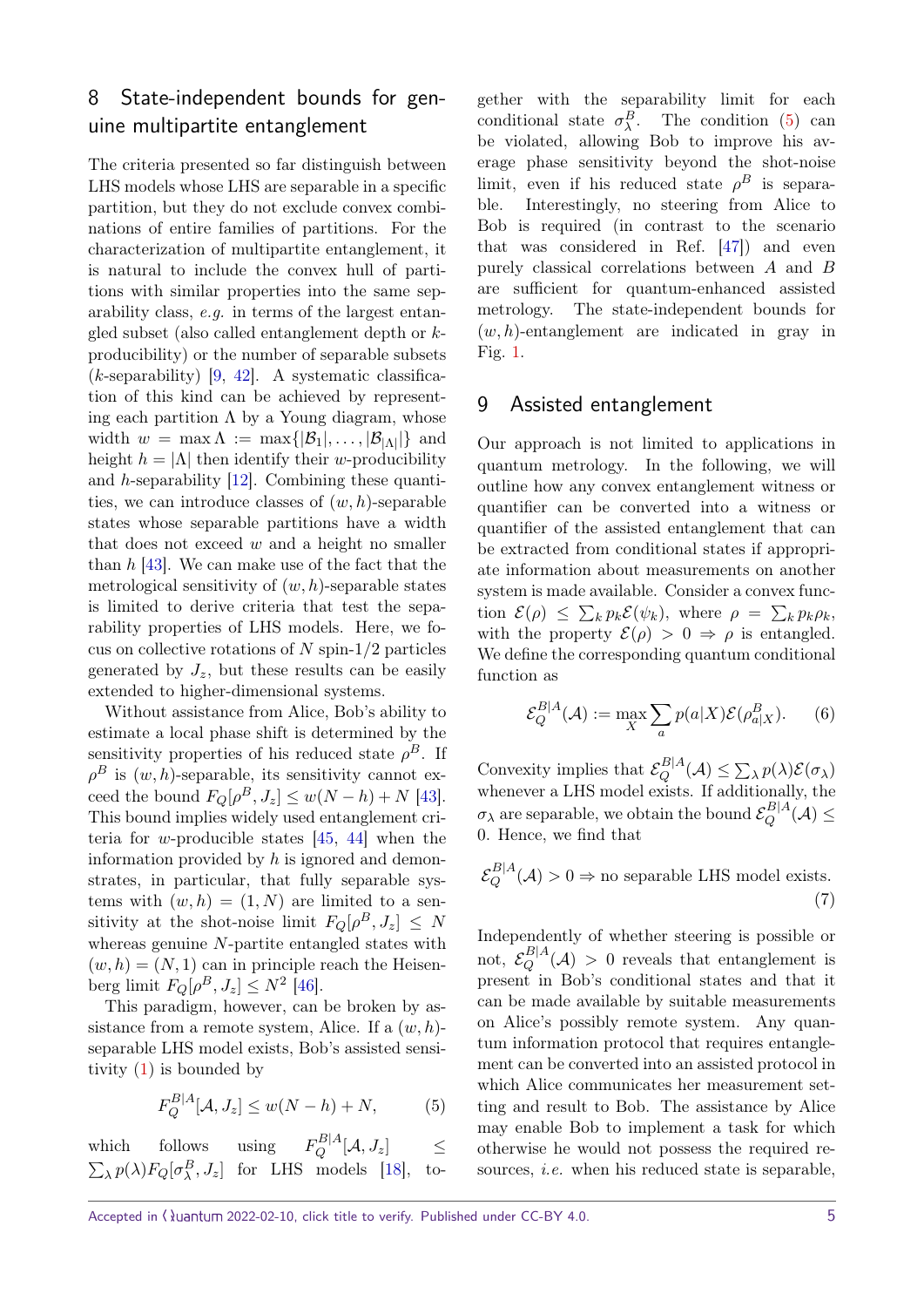## 8 State-independent bounds for genuine multipartite entanglement

The criteria presented so far distinguish between LHS models whose LHS are separable in a specific partition, but they do not exclude convex combinations of entire families of partitions. For the characterization of multipartite entanglement, it is natural to include the convex hull of partitions with similar properties into the same separability class, *e.g.* in terms of the largest entangled subset (also called entanglement depth or $k$-producibility) or the number of separable subsets ($k$-separability) [9, 42]. A systematic classification of this kind can be achieved by representing each partition $\Lambda$ by a Young diagram, whose width $w = \max \Lambda := \max\{|\mathcal{B}_1|, \dots, |\mathcal{B}_{|\Lambda|}|\}$ and height $h = |\Lambda|$ then identify their $w$-producibility and $h$-separability [12]. Combining these quantities, we can introduce classes of $(w, h)$-separable states whose separable partitions have a width that does not exceed $w$ and a height no smaller than $h$ [43]. We can make use of the fact that the metrological sensitivity of $(w, h)$-separable states is limited to derive criteria that test the separability properties of LHS models. Here, we focus on collective rotations of $N$ spin-1/2 particles generated by $J_z$, but these results can be easily extended to higher-dimensional systems.

Without assistance from Alice, Bob's ability to estimate a local phase shift is determined by the sensitivity properties of his reduced state $\rho^B$. If $\rho^B$ is $(w, h)$-separable, its sensitivity cannot exceed the bound $F_Q[\rho^B, J_z] \leq w(N-h)+N$ [43]. This bound implies widely used entanglement criteria for $w$-producible states [45, 44] when the information provided by $h$ is ignored and demonstrates, in particular, that fully separable systems with $(w, h) = (1, N)$ are limited to a sensitivity at the shot-noise limit $F_Q[\rho^B, J_z] \leq N$ whereas genuine $N$-partite entangled states with $(w, h) = (N, 1)$ can in principle reach the Heisenberg limit $F_Q[\rho^B, J_z] \leq N^2$ [46].

This paradigm, however, can be broken by assistance from a remote system, Alice. If a $(w, h)$-separable LHS model exists, Bob's assisted sensitivity (1) is bounded by

$$F_Q^{B|A}[\mathcal{A}, J_z] \leq w(N-h)+N, \tag{5}$$

which follows using $F_Q^{B|A}[\mathcal{A}, J_z] \leq \sum_\lambda p(\lambda) F_Q[\sigma_\lambda^B, J_z]$ for LHS models [18], together with the separability limit for each conditional state $\sigma_\lambda^B$. The condition (5) can be violated, allowing Bob to improve his average phase sensitivity beyond the shot-noise limit, even if his reduced state $\rho^B$ is separable. Interestingly, no steering from Alice to Bob is required (in contrast to the scenario that was considered in Ref. [47]) and even purely classical correlations between $A$ and $B$ are sufficient for quantum-enhanced assisted metrology. The state-independent bounds for $(w, h)$-entanglement are indicated in gray in Fig. 1.

## 9 Assisted entanglement

Our approach is not limited to applications in quantum metrology. In the following, we will outline how any convex entanglement witness or quantifier can be converted into a witness or quantifier of the assisted entanglement that can be extracted from conditional states if appropriate information about measurements on another system is made available. Consider a convex function $\mathcal{E}(\rho) \leq \sum_k p_k \mathcal{E}(\psi_k)$, where $\rho = \sum_k p_k \rho_k$, with the property $\mathcal{E}(\rho) > 0 \Rightarrow \rho$ is entangled. We define the corresponding quantum conditional function as

$$\mathcal{E}_Q^{B|A}(\mathcal{A}) := \max_X \sum_a p(a|X) \mathcal{E}(\rho_{a|X}^B). \tag{6}$$

Convexity implies that $\mathcal{E}_Q^{B|A}(\mathcal{A}) \leq \sum_\lambda p(\lambda) \mathcal{E}(\sigma_\lambda)$ whenever a LHS model exists. If additionally, the $\sigma_\lambda$ are separable, we obtain the bound $\mathcal{E}_Q^{B|A}(\mathcal{A}) \leq 0$. Hence, we find that

$$\mathcal{E}_Q^{B|A}(\mathcal{A}) > 0 \Rightarrow \text{no separable LHS model exists.} \tag{7}$$

Independently of whether steering is possible or not, $\mathcal{E}_Q^{B|A}(\mathcal{A}) > 0$ reveals that entanglement is present in Bob's conditional states and that it can be made available by suitable measurements on Alice's possibly remote system. Any quantum information protocol that requires entanglement can be converted into an assisted protocol in which Alice communicates her measurement setting and result to Bob. The assistance by Alice may enable Bob to implement a task for which otherwise he would not possess the required resources, *i.e.* when his reduced state is separable,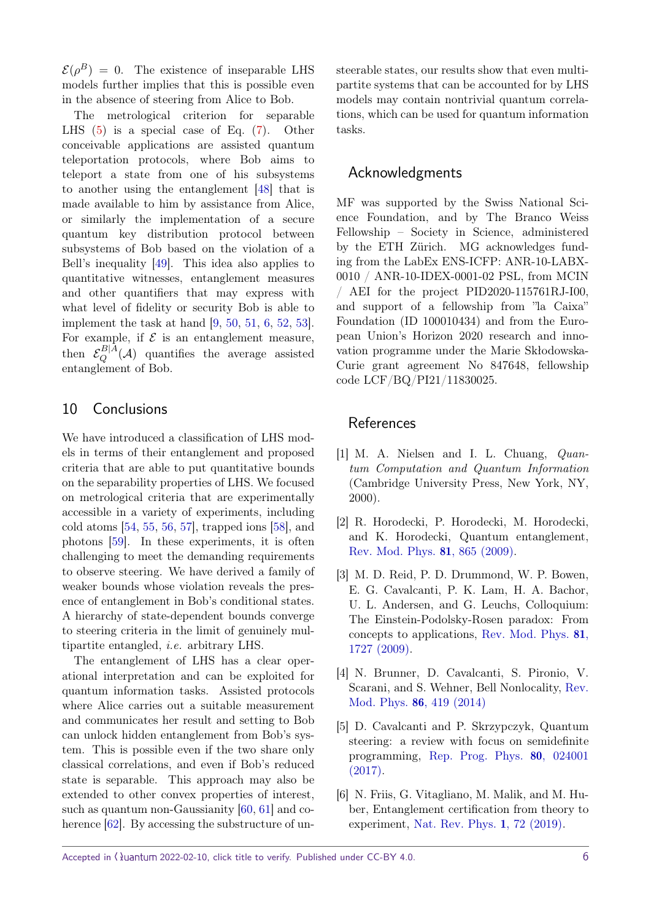$\mathcal{E}(\rho^B) = 0$. The existence of inseparable LHS models further implies that this is possible even in the absence of steering from Alice to Bob.

The metrological criterion for separable LHS (5) is a special case of Eq. (7). Other conceivable applications are assisted quantum teleportation protocols, where Bob aims to teleport a state from one of his subsystems to another using the entanglement [48] that is made available to him by assistance from Alice, or similarly the implementation of a secure quantum key distribution protocol between subsystems of Bob based on the violation of a Bell's inequality [49]. This idea also applies to quantitative witnesses, entanglement measures and other quantifiers that may express with what level of fidelity or security Bob is able to implement the task at hand [9, 50, 51, 6, 52, 53]. For example, if $\mathcal{E}$ is an entanglement measure, then $\mathcal{E}_Q^{B|A}(\mathcal{A})$ quantifies the average assisted entanglement of Bob.

## 10 Conclusions

We have introduced a classification of LHS models in terms of their entanglement and proposed criteria that are able to put quantitative bounds on the separability properties of LHS. We focused on metrological criteria that are experimentally accessible in a variety of experiments, including cold atoms [54, 55, 56, 57], trapped ions [58], and photons [59]. In these experiments, it is often challenging to meet the demanding requirements to observe steering. We have derived a family of weaker bounds whose violation reveals the presence of entanglement in Bob's conditional states. A hierarchy of state-dependent bounds converge to steering criteria in the limit of genuinely multipartite entangled, *i.e.* arbitrary LHS.

The entanglement of LHS has a clear operational interpretation and can be exploited for quantum information tasks. Assisted protocols where Alice carries out a suitable measurement and communicates her result and setting to Bob can unlock hidden entanglement from Bob's system. This is possible even if the two share only classical correlations, and even if Bob's reduced state is separable. This approach may also be extended to other convex properties of interest, such as quantum non-Gaussianity [60, 61] and coherence [62]. By accessing the substructure of unsteerable states, our results show that even multipartite systems that can be accounted for by LHS models may contain nontrivial quantum correlations, which can be used for quantum information tasks.

## Acknowledgments

MF was supported by the Swiss National Science Foundation, and by The Branco Weiss Fellowship – Society in Science, administered by the ETH Zürich. MG acknowledges funding from the LabEx ENS-ICFP: ANR-10-LABX-0010 / ANR-10-IDEX-0001-02 PSL, from MCIN / AEI for the project PID2020-115761RJ-I00, and support of a fellowship from "la Caixa" Foundation (ID 100010434) and from the European Union's Horizon 2020 research and innovation programme under the Marie Skłodowska-Curie grant agreement No 847648, fellowship code LCF/BQ/PI21/11830025.

## References

[1] M. A. Nielsen and I. L. Chuang, *Quantum Computation and Quantum Information* (Cambridge University Press, New York, NY, 2000).

[2] R. Horodecki, P. Horodecki, M. Horodecki, and K. Horodecki, Quantum entanglement, Rev. Mod. Phys. **81**, 865 (2009).

[3] M. D. Reid, P. D. Drummond, W. P. Bowen, E. G. Cavalcanti, P. K. Lam, H. A. Bachor, U. L. Andersen, and G. Leuchs, Colloquium: The Einstein-Podolsky-Rosen paradox: From concepts to applications, Rev. Mod. Phys. **81**, 1727 (2009).

[4] N. Brunner, D. Cavalcanti, S. Pironio, V. Scarani, and S. Wehner, Bell Nonlocality, Rev. Mod. Phys. **86**, 419 (2014)

[5] D. Cavalcanti and P. Skrzypczyk, Quantum steering: a review with focus on semidefinite programming, Rep. Prog. Phys. **80**, 024001 (2017).

[6] N. Friis, G. Vitagliano, M. Malik, and M. Huber, Entanglement certification from theory to experiment, Nat. Rev. Phys. **1**, 72 (2019).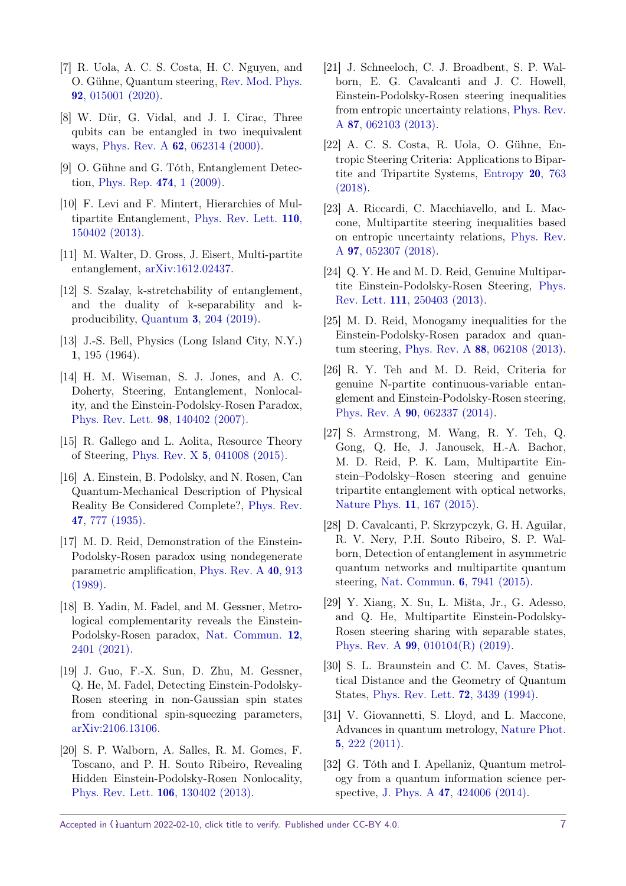[7] R. Uola, A. C. S. Costa, H. C. Nguyen, and O. Gühne, Quantum steering, Rev. Mod. Phys. **92**, 015001 (2020).

[8] W. Dür, G. Vidal, and J. I. Cirac, Three qubits can be entangled in two inequivalent ways, Phys. Rev. A **62**, 062314 (2000).

[9] O. Gühne and G. Tóth, Entanglement Detection, Phys. Rep. **474**, 1 (2009).

[10] F. Levi and F. Mintert, Hierarchies of Multipartite Entanglement, Phys. Rev. Lett. **110**, 150402 (2013).

[11] M. Walter, D. Gross, J. Eisert, Multi-partite entanglement, arXiv:1612.02437.

[12] S. Szalay, k-stretchability of entanglement, and the duality of k-separability and k-producibility, Quantum **3**, 204 (2019).

[13] J.-S. Bell, Physics (Long Island City, N.Y.) **1**, 195 (1964).

[14] H. M. Wiseman, S. J. Jones, and A. C. Doherty, Steering, Entanglement, Nonlocality, and the Einstein-Podolsky-Rosen Paradox, Phys. Rev. Lett. **98**, 140402 (2007).

[15] R. Gallego and L. Aolita, Resource Theory of Steering, Phys. Rev. X **5**, 041008 (2015).

[16] A. Einstein, B. Podolsky, and N. Rosen, Can Quantum-Mechanical Description of Physical Reality Be Considered Complete?, Phys. Rev. **47**, 777 (1935).

[17] M. D. Reid, Demonstration of the Einstein-Podolsky-Rosen paradox using nondegenerate parametric amplification, Phys. Rev. A **40**, 913 (1989).

[18] B. Yadin, M. Fadel, and M. Gessner, Metrological complementarity reveals the Einstein-Podolsky-Rosen paradox, Nat. Commun. **12**, 2401 (2021).

[19] J. Guo, F.-X. Sun, D. Zhu, M. Gessner, Q. He, M. Fadel, Detecting Einstein-Podolsky-Rosen steering in non-Gaussian spin states from conditional spin-squeezing parameters, arXiv:2106.13106.

[20] S. P. Walborn, A. Salles, R. M. Gomes, F. Toscano, and P. H. Souto Ribeiro, Revealing Hidden Einstein-Podolsky-Rosen Nonlocality, Phys. Rev. Lett. **106**, 130402 (2013).

[21] J. Schneeloch, C. J. Broadbent, S. P. Walborn, E. G. Cavalcanti and J. C. Howell, Einstein-Podolsky-Rosen steering inequalities from entropic uncertainty relations, Phys. Rev. A **87**, 062103 (2013).

[22] A. C. S. Costa, R. Uola, O. Gühne, Entropic Steering Criteria: Applications to Bipartite and Tripartite Systems, Entropy **20**, 763 (2018).

[23] A. Riccardi, C. Macchiavello, and L. Maccone, Multipartite steering inequalities based on entropic uncertainty relations, Phys. Rev. A **97**, 052307 (2018).

[24] Q. Y. He and M. D. Reid, Genuine Multipartite Einstein-Podolsky-Rosen Steering, Phys. Rev. Lett. **111**, 250403 (2013).

[25] M. D. Reid, Monogamy inequalities for the Einstein-Podolsky-Rosen paradox and quantum steering, Phys. Rev. A **88**, 062108 (2013).

[26] R. Y. Teh and M. D. Reid, Criteria for genuine N-partite continuous-variable entanglement and Einstein-Podolsky-Rosen steering, Phys. Rev. A **90**, 062337 (2014).

[27] S. Armstrong, M. Wang, R. Y. Teh, Q. Gong, Q. He, J. Janousek, H.-A. Bachor, M. D. Reid, P. K. Lam, Multipartite Einstein–Podolsky–Rosen steering and genuine tripartite entanglement with optical networks, Nature Phys. **11**, 167 (2015).

[28] D. Cavalcanti, P. Skrzypczyk, G. H. Aguilar, R. V. Nery, P.H. Souto Ribeiro, S. P. Walborn, Detection of entanglement in asymmetric quantum networks and multipartite quantum steering, Nat. Commun. **6**, 7941 (2015).

[29] Y. Xiang, X. Su, L. Mišta, Jr., G. Adesso, and Q. He, Multipartite Einstein-Podolsky-Rosen steering sharing with separable states, Phys. Rev. A **99**, 010104(R) (2019).

[30] S. L. Braunstein and C. M. Caves, Statistical Distance and the Geometry of Quantum States, Phys. Rev. Lett. **72**, 3439 (1994).

[31] V. Giovannetti, S. Lloyd, and L. Maccone, Advances in quantum metrology, Nature Phot. **5**, 222 (2011).

[32] G. Tóth and I. Apellaniz, Quantum metrology from a quantum information science perspective, J. Phys. A **47**, 424006 (2014).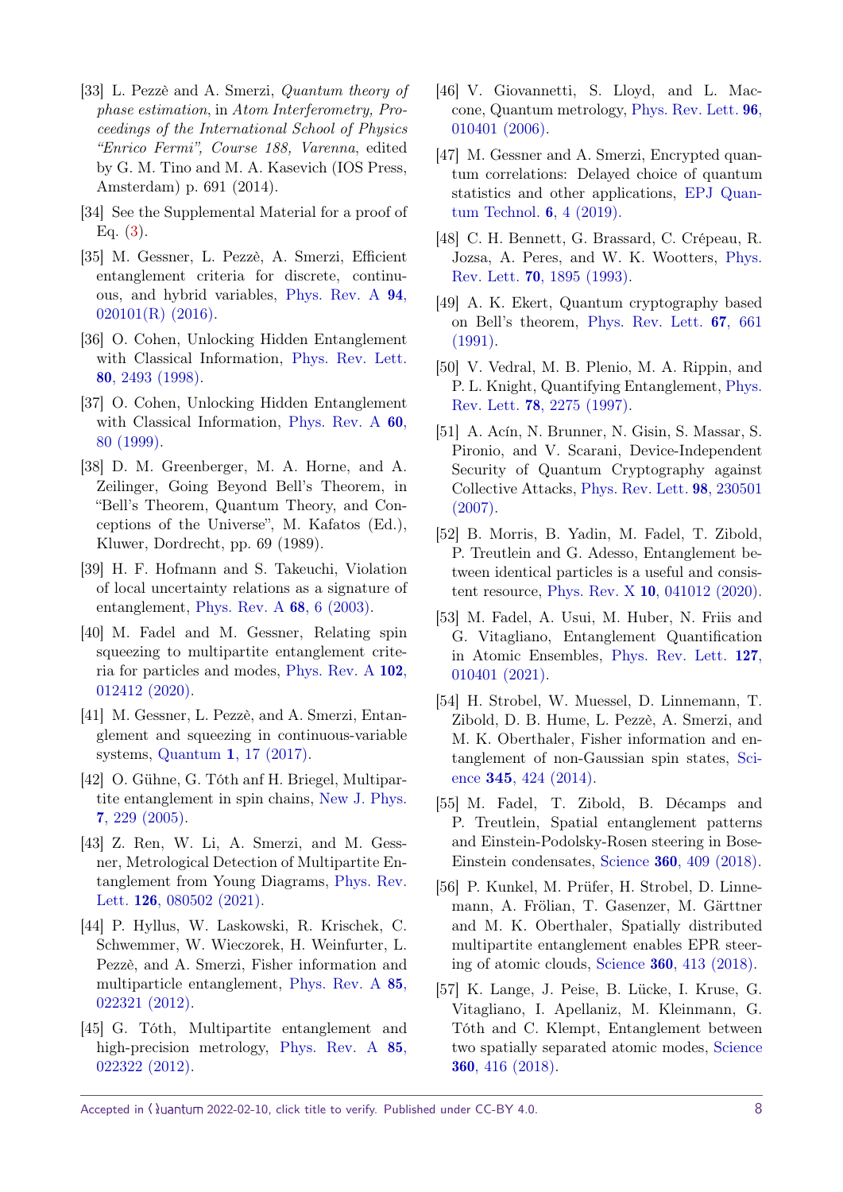[33] L. Pezzè and A. Smerzi, *Quantum theory of phase estimation*, in *Atom Interferometry, Proceedings of the International School of Physics "Enrico Fermi", Course 188, Varenna*, edited by G. M. Tino and M. A. Kasevich (IOS Press, Amsterdam) p. 691 (2014).

[34] See the Supplemental Material for a proof of Eq. (3).

[35] M. Gessner, L. Pezzè, A. Smerzi, Efficient entanglement criteria for discrete, continuous, and hybrid variables, Phys. Rev. A **94**, 020101(R) (2016).

[36] O. Cohen, Unlocking Hidden Entanglement with Classical Information, Phys. Rev. Lett. **80**, 2493 (1998).

[37] O. Cohen, Unlocking Hidden Entanglement with Classical Information, Phys. Rev. A **60**, 80 (1999).

[38] D. M. Greenberger, M. A. Horne, and A. Zeilinger, Going Beyond Bell's Theorem, in "Bell's Theorem, Quantum Theory, and Conceptions of the Universe", M. Kafatos (Ed.), Kluwer, Dordrecht, pp. 69 (1989).

[39] H. F. Hofmann and S. Takeuchi, Violation of local uncertainty relations as a signature of entanglement, Phys. Rev. A **68**, 6 (2003).

[40] M. Fadel and M. Gessner, Relating spin squeezing to multipartite entanglement criteria for particles and modes, Phys. Rev. A **102**, 012412 (2020).

[41] M. Gessner, L. Pezzè, and A. Smerzi, Entanglement and squeezing in continuous-variable systems, Quantum **1**, 17 (2017).

[42] O. Gühne, G. Tóth anf H. Briegel, Multipartite entanglement in spin chains, New J. Phys. **7**, 229 (2005).

[43] Z. Ren, W. Li, A. Smerzi, and M. Gessner, Metrological Detection of Multipartite Entanglement from Young Diagrams, Phys. Rev. Lett. **126**, 080502 (2021).

[44] P. Hyllus, W. Laskowski, R. Krischek, C. Schwemmer, W. Wieczorek, H. Weinfurter, L. Pezzè, and A. Smerzi, Fisher information and multiparticle entanglement, Phys. Rev. A **85**, 022321 (2012).

[45] G. Tóth, Multipartite entanglement and high-precision metrology, Phys. Rev. A **85**, 022322 (2012).

[46] V. Giovannetti, S. Lloyd, and L. Maccone, Quantum metrology, Phys. Rev. Lett. **96**, 010401 (2006).

[47] M. Gessner and A. Smerzi, Encrypted quantum correlations: Delayed choice of quantum statistics and other applications, EPJ Quantum Technol. **6**, 4 (2019).

[48] C. H. Bennett, G. Brassard, C. Crépeau, R. Jozsa, A. Peres, and W. K. Wootters, Phys. Rev. Lett. **70**, 1895 (1993).

[49] A. K. Ekert, Quantum cryptography based on Bell's theorem, Phys. Rev. Lett. **67**, 661 (1991).

[50] V. Vedral, M. B. Plenio, M. A. Rippin, and P. L. Knight, Quantifying Entanglement, Phys. Rev. Lett. **78**, 2275 (1997).

[51] A. Acín, N. Brunner, N. Gisin, S. Massar, S. Pironio, and V. Scarani, Device-Independent Security of Quantum Cryptography against Collective Attacks, Phys. Rev. Lett. **98**, 230501 (2007).

[52] B. Morris, B. Yadin, M. Fadel, T. Zibold, P. Treutlein and G. Adesso, Entanglement between identical particles is a useful and consistent resource, Phys. Rev. X **10**, 041012 (2020).

[53] M. Fadel, A. Usui, M. Huber, N. Friis and G. Vitagliano, Entanglement Quantification in Atomic Ensembles, Phys. Rev. Lett. **127**, 010401 (2021).

[54] H. Strobel, W. Muessel, D. Linnemann, T. Zibold, D. B. Hume, L. Pezzè, A. Smerzi, and M. K. Oberthaler, Fisher information and entanglement of non-Gaussian spin states, Science **345**, 424 (2014).

[55] M. Fadel, T. Zibold, B. Décamps and P. Treutlein, Spatial entanglement patterns and Einstein-Podolsky-Rosen steering in Bose-Einstein condensates, Science **360**, 409 (2018).

[56] P. Kunkel, M. Prüfer, H. Strobel, D. Linnemann, A. Frölian, T. Gasenzer, M. Gärttner and M. K. Oberthaler, Spatially distributed multipartite entanglement enables EPR steering of atomic clouds, Science **360**, 413 (2018).

[57] K. Lange, J. Peise, B. Lücke, I. Kruse, G. Vitagliano, I. Apellaniz, M. Kleinmann, G. Tóth and C. Klempt, Entanglement between two spatially separated atomic modes, Science **360**, 416 (2018).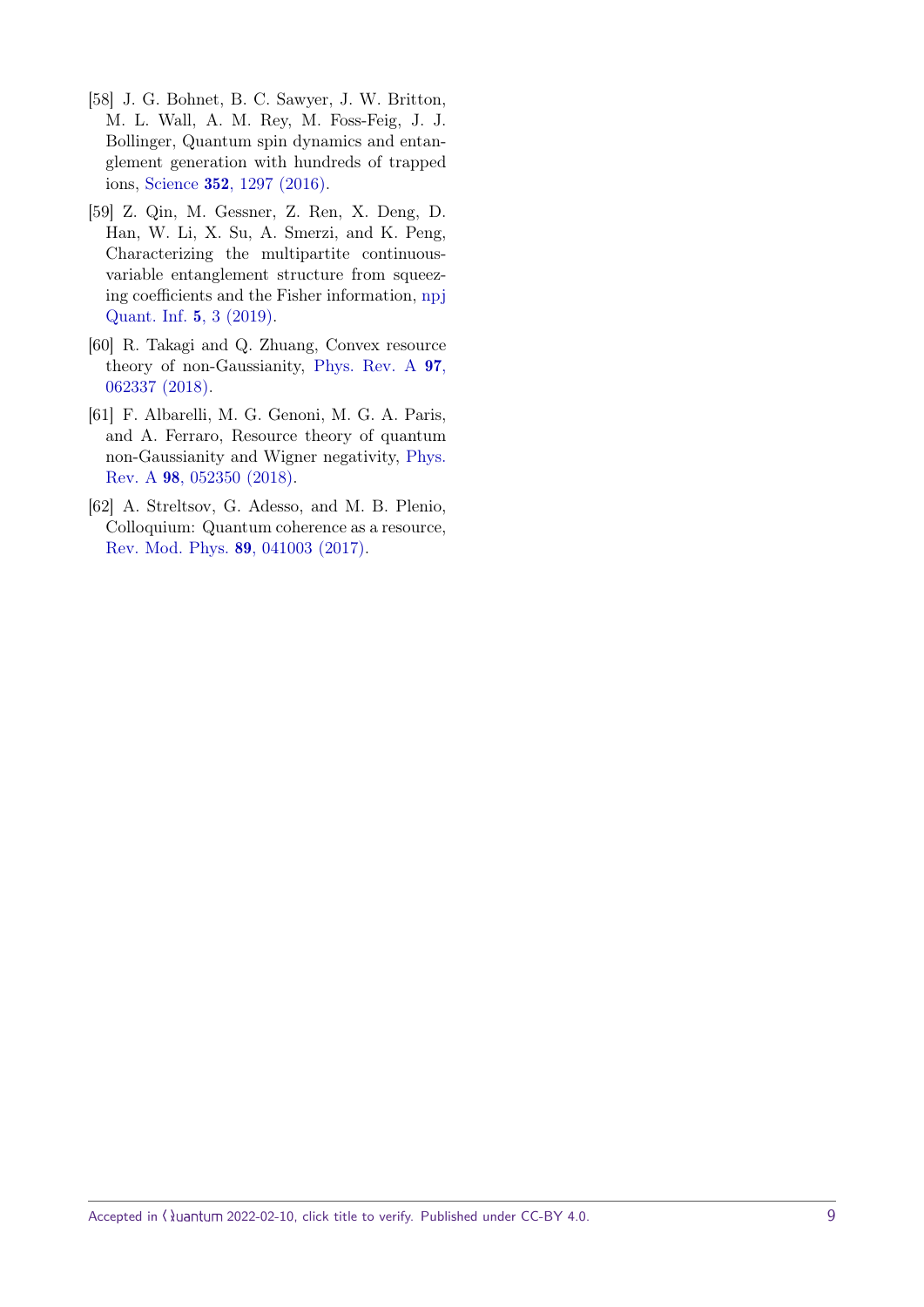[58] J. G. Bohnet, B. C. Sawyer, J. W. Britton, M. L. Wall, A. M. Rey, M. Foss-Feig, J. J. Bollinger, Quantum spin dynamics and entanglement generation with hundreds of trapped ions, Science **352**, 1297 (2016).

[59] Z. Qin, M. Gessner, Z. Ren, X. Deng, D. Han, W. Li, X. Su, A. Smerzi, and K. Peng, Characterizing the multipartite continuous-variable entanglement structure from squeezing coefficients and the Fisher information, npj Quant. Inf. **5**, 3 (2019).

[60] R. Takagi and Q. Zhuang, Convex resource theory of non-Gaussianity, Phys. Rev. A **97**, 062337 (2018).

[61] F. Albarelli, M. G. Genoni, M. G. A. Paris, and A. Ferraro, Resource theory of quantum non-Gaussianity and Wigner negativity, Phys. Rev. A **98**, 052350 (2018).

[62] A. Streltsov, G. Adesso, and M. B. Plenio, Colloquium: Quantum coherence as a resource, Rev. Mod. Phys. **89**, 041003 (2017).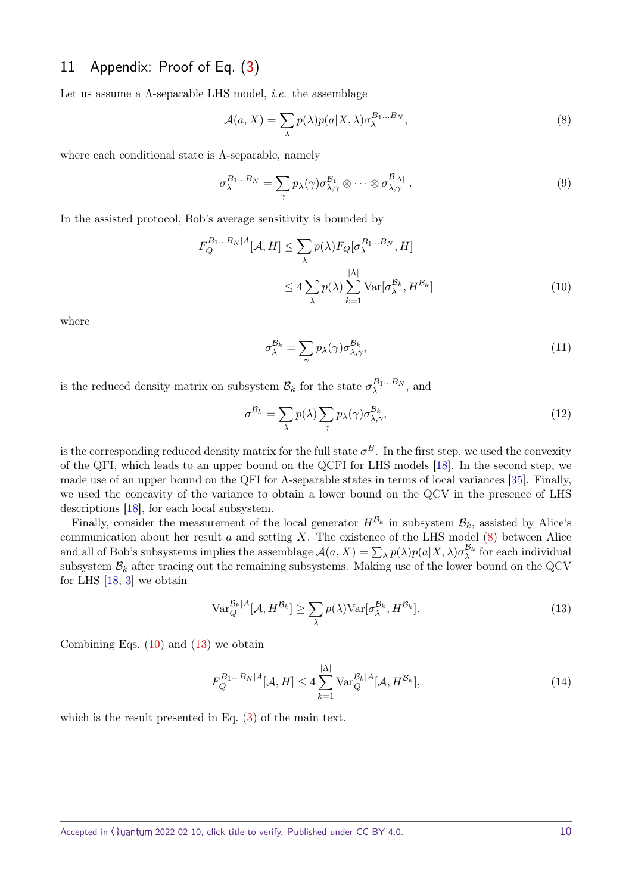## 11 Appendix: Proof of Eq. (3)

Let us assume a $\Lambda$-separable LHS model, *i.e.* the assemblage

$$\mathcal{A}(a,X) = \sum_\lambda p(\lambda) p(a|X,\lambda) \sigma_\lambda^{B_1 \ldots B_N}, \tag{8}$$

where each conditional state is $\Lambda$-separable, namely

$$\sigma_\lambda^{B_1 \ldots B_N} = \sum_\gamma p_\lambda(\gamma) \sigma_{\lambda,\gamma}^{\mathcal{B}_1} \otimes \cdots \otimes \sigma_{\lambda,\gamma}^{\mathcal{B}_{|\Lambda|}} . \tag{9}$$

In the assisted protocol, Bob's average sensitivity is bounded by

$$\begin{aligned} F_Q^{B_1 \ldots B_N|A}[\mathcal{A}, H] &\leq \sum_\lambda p(\lambda) F_Q[\sigma_\lambda^{B_1 \ldots B_N}, H] \\ &\leq 4 \sum_\lambda p(\lambda) \sum_{k=1}^{|\Lambda|} \mathrm{Var}[\sigma_\lambda^{\mathcal{B}_k}, H^{\mathcal{B}_k}] \end{aligned} \tag{10}$$

where

$$\sigma_\lambda^{\mathcal{B}_k} = \sum_\gamma p_\lambda(\gamma) \sigma_{\lambda,\gamma}^{\mathcal{B}_k}, \tag{11}$$

is the reduced density matrix on subsystem $\mathcal{B}_k$ for the state $\sigma_\lambda^{B_1 \ldots B_N}$, and

$$\sigma^{\mathcal{B}_k} = \sum_\lambda p(\lambda) \sum_\gamma p_\lambda(\gamma) \sigma_{\lambda,\gamma}^{\mathcal{B}_k}, \tag{12}$$

is the corresponding reduced density matrix for the full state $\sigma^B$. In the first step, we used the convexity of the QFI, which leads to an upper bound on the QCFI for LHS models [18]. In the second step, we made use of an upper bound on the QFI for $\Lambda$-separable states in terms of local variances [35]. Finally, we used the concavity of the variance to obtain a lower bound on the QCV in the presence of LHS descriptions [18], for each local subsystem.

Finally, consider the measurement of the local generator $H^{\mathcal{B}_k}$ in subsystem $\mathcal{B}_k$, assisted by Alice's communication about her result $a$ and setting $X$. The existence of the LHS model (8) between Alice and all of Bob's subsystems implies the assemblage $\mathcal{A}(a,X) = \sum_\lambda p(\lambda) p(a|X,\lambda) \sigma_\lambda^{\mathcal{B}_k}$ for each individual subsystem $\mathcal{B}_k$ after tracing out the remaining subsystems. Making use of the lower bound on the QCV for LHS [18, 3] we obtain

$$\mathrm{Var}_Q^{\mathcal{B}_k|A}[\mathcal{A}, H^{\mathcal{B}_k}] \geq \sum_\lambda p(\lambda) \mathrm{Var}[\sigma_\lambda^{\mathcal{B}_k}, H^{\mathcal{B}_k}]. \tag{13}$$

Combining Eqs. (10) and (13) we obtain

$$F_Q^{B_1 \ldots B_N|A}[\mathcal{A}, H] \leq 4 \sum_{k=1}^{|\Lambda|} \mathrm{Var}_Q^{\mathcal{B}_k|A}[\mathcal{A}, H^{\mathcal{B}_k}], \tag{14}$$

which is the result presented in Eq. (3) of the main text.